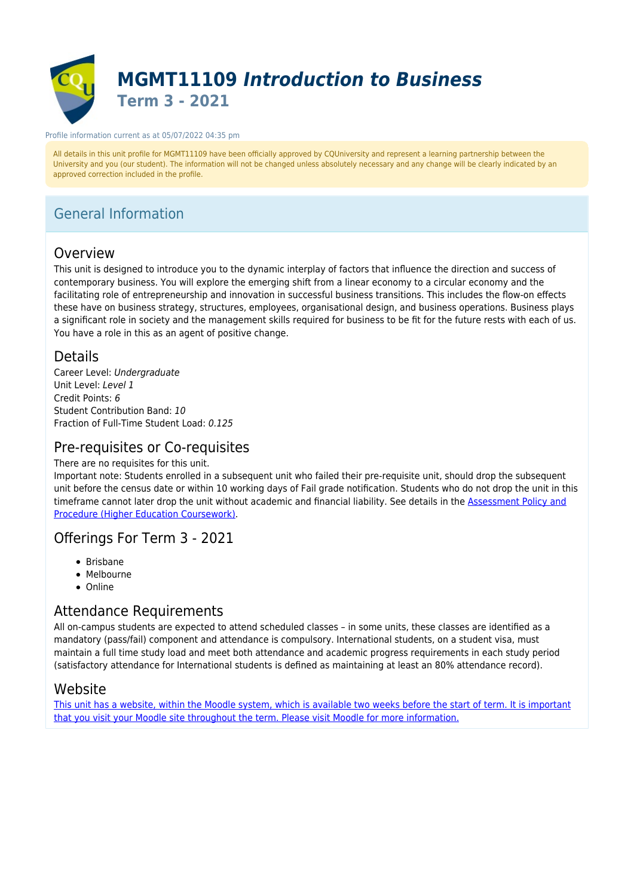# MGMT11109 *Introduction to Business*

## Term 3 - 2021

Profile information current as at 05/07/2022 04:35 pm

All details in this unit profile for MGMT11109 have been officially approved by CQUniversity and represent a learning partnership between the University and you (our student). The information will not be changed unless absolutely necessary and any change will be clearly indicated by an approved correction included in the profile.

## General Information

### Overview

This unit is designed to introduce you to the dynamic interplay of factors that influence the direction and success of contemporary business. You will explore the emerging shift from a linear economy to a circular economy and the facilitating role of entrepreneurship and innovation in successful business transitions. This includes the flow-on effects these have on business strategy, structures, employees, organisational design, and business operations. Business plays a significant role in society and the management skills required for business to be fit for the future rests with each of us. You have a role in this as an agent of positive change.

### Details

Career Level: *Undergraduate*
Unit Level: *Level 1*
Credit Points: *6*
Student Contribution Band: *10*
Fraction of Full-Time Student Load: *0.125*

### Pre-requisites or Co-requisites

There are no requisites for this unit.
Important note: Students enrolled in a subsequent unit who failed their pre-requisite unit, should drop the subsequent unit before the census date or within 10 working days of Fail grade notification. Students who do not drop the unit in this timeframe cannot later drop the unit without academic and financial liability. See details in the Assessment Policy and Procedure (Higher Education Coursework).

### Offerings For Term 3 - 2021

- Brisbane
- Melbourne
- Online

### Attendance Requirements

All on-campus students are expected to attend scheduled classes – in some units, these classes are identified as a mandatory (pass/fail) component and attendance is compulsory. International students, on a student visa, must maintain a full time study load and meet both attendance and academic progress requirements in each study period (satisfactory attendance for International students is defined as maintaining at least an 80% attendance record).

### Website

This unit has a website, within the Moodle system, which is available two weeks before the start of term. It is important that you visit your Moodle site throughout the term. Please visit Moodle for more information.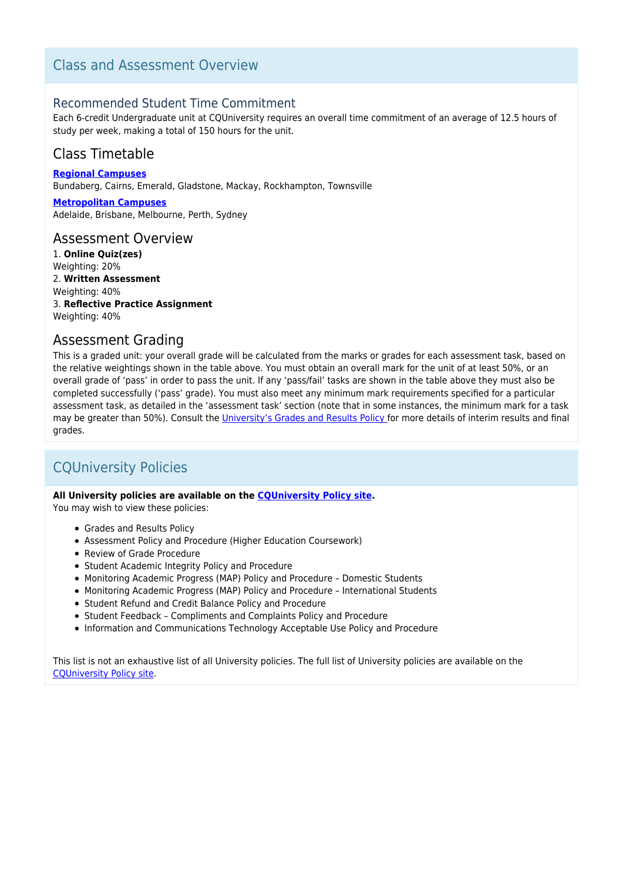## Class and Assessment Overview

### Recommended Student Time Commitment

Each 6-credit Undergraduate unit at CQUniversity requires an overall time commitment of an average of 12.5 hours of study per week, making a total of 150 hours for the unit.

### Class Timetable

**Regional Campuses**
Bundaberg, Cairns, Emerald, Gladstone, Mackay, Rockhampton, Townsville

**Metropolitan Campuses**
Adelaide, Brisbane, Melbourne, Perth, Sydney

### Assessment Overview

1. **Online Quiz(zes)**
Weighting: 20%
2. **Written Assessment**
Weighting: 40%
3. **Reflective Practice Assignment**
Weighting: 40%

### Assessment Grading

This is a graded unit: your overall grade will be calculated from the marks or grades for each assessment task, based on the relative weightings shown in the table above. You must obtain an overall mark for the unit of at least 50%, or an overall grade of 'pass' in order to pass the unit. If any 'pass/fail' tasks are shown in the table above they must also be completed successfully ('pass' grade). You must also meet any minimum mark requirements specified for a particular assessment task, as detailed in the 'assessment task' section (note that in some instances, the minimum mark for a task may be greater than 50%). Consult the University's Grades and Results Policy for more details of interim results and final grades.

## CQUniversity Policies

**All University policies are available on the CQUniversity Policy site.**
You may wish to view these policies:

- Grades and Results Policy
- Assessment Policy and Procedure (Higher Education Coursework)
- Review of Grade Procedure
- Student Academic Integrity Policy and Procedure
- Monitoring Academic Progress (MAP) Policy and Procedure – Domestic Students
- Monitoring Academic Progress (MAP) Policy and Procedure – International Students
- Student Refund and Credit Balance Policy and Procedure
- Student Feedback – Compliments and Complaints Policy and Procedure
- Information and Communications Technology Acceptable Use Policy and Procedure

This list is not an exhaustive list of all University policies. The full list of University policies are available on the CQUniversity Policy site.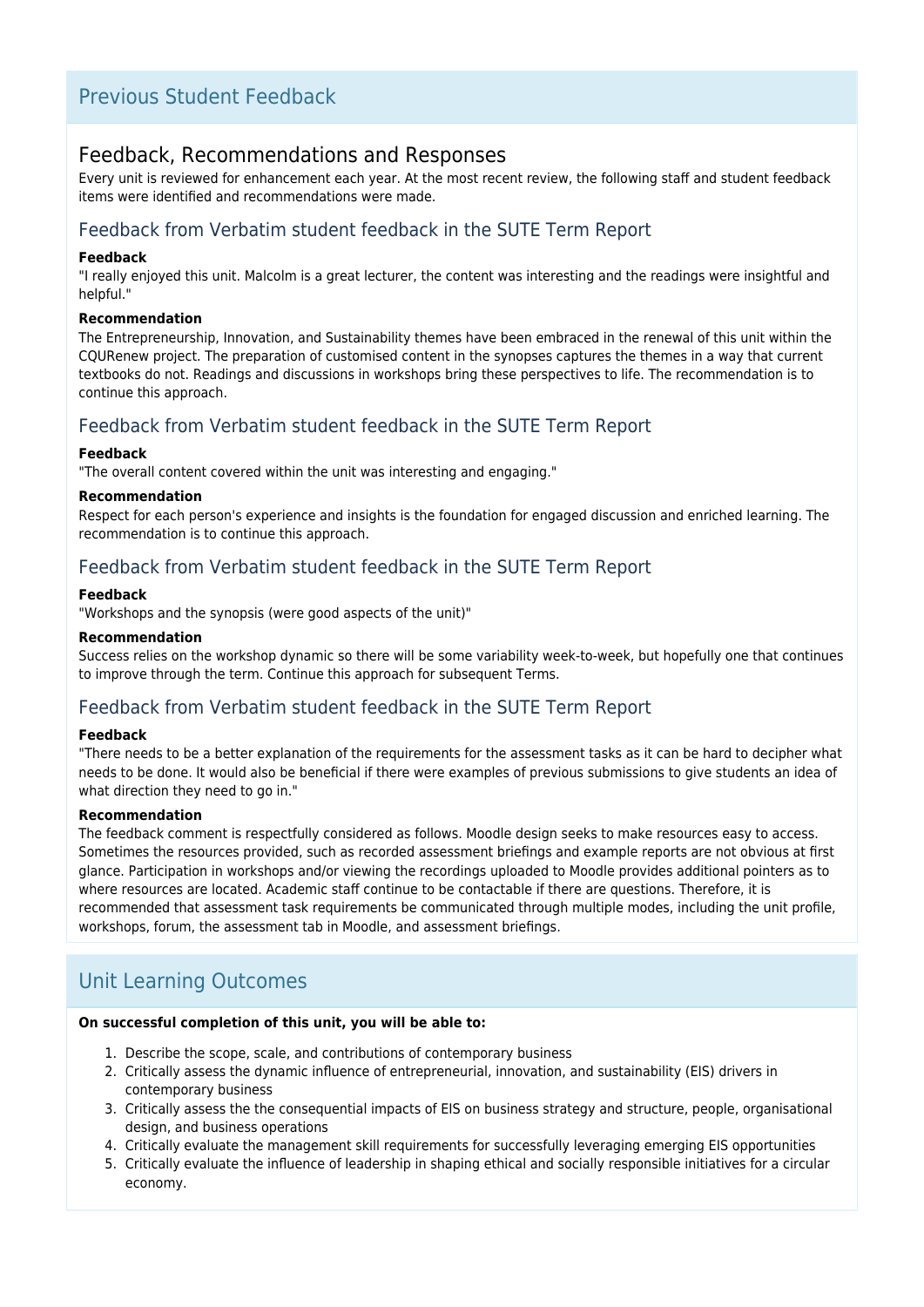## Previous Student Feedback

### Feedback, Recommendations and Responses

Every unit is reviewed for enhancement each year. At the most recent review, the following staff and student feedback items were identified and recommendations were made.

#### Feedback from Verbatim student feedback in the SUTE Term Report

**Feedback**

"I really enjoyed this unit. Malcolm is a great lecturer, the content was interesting and the readings were insightful and helpful."

**Recommendation**

The Entrepreneurship, Innovation, and Sustainability themes have been embraced in the renewal of this unit within the CQURenew project. The preparation of customised content in the synopses captures the themes in a way that current textbooks do not. Readings and discussions in workshops bring these perspectives to life. The recommendation is to continue this approach.

#### Feedback from Verbatim student feedback in the SUTE Term Report

**Feedback**

"The overall content covered within the unit was interesting and engaging."

**Recommendation**

Respect for each person's experience and insights is the foundation for engaged discussion and enriched learning. The recommendation is to continue this approach.

#### Feedback from Verbatim student feedback in the SUTE Term Report

**Feedback**

"Workshops and the synopsis (were good aspects of the unit)"

**Recommendation**

Success relies on the workshop dynamic so there will be some variability week-to-week, but hopefully one that continues to improve through the term. Continue this approach for subsequent Terms.

#### Feedback from Verbatim student feedback in the SUTE Term Report

**Feedback**

"There needs to be a better explanation of the requirements for the assessment tasks as it can be hard to decipher what needs to be done. It would also be beneficial if there were examples of previous submissions to give students an idea of what direction they need to go in."

**Recommendation**

The feedback comment is respectfully considered as follows. Moodle design seeks to make resources easy to access. Sometimes the resources provided, such as recorded assessment briefings and example reports are not obvious at first glance. Participation in workshops and/or viewing the recordings uploaded to Moodle provides additional pointers as to where resources are located. Academic staff continue to be contactable if there are questions. Therefore, it is recommended that assessment task requirements be communicated through multiple modes, including the unit profile, workshops, forum, the assessment tab in Moodle, and assessment briefings.

## Unit Learning Outcomes

**On successful completion of this unit, you will be able to:**

1. Describe the scope, scale, and contributions of contemporary business
2. Critically assess the dynamic influence of entrepreneurial, innovation, and sustainability (EIS) drivers in contemporary business
3. Critically assess the the consequential impacts of EIS on business strategy and structure, people, organisational design, and business operations
4. Critically evaluate the management skill requirements for successfully leveraging emerging EIS opportunities
5. Critically evaluate the influence of leadership in shaping ethical and socially responsible initiatives for a circular economy.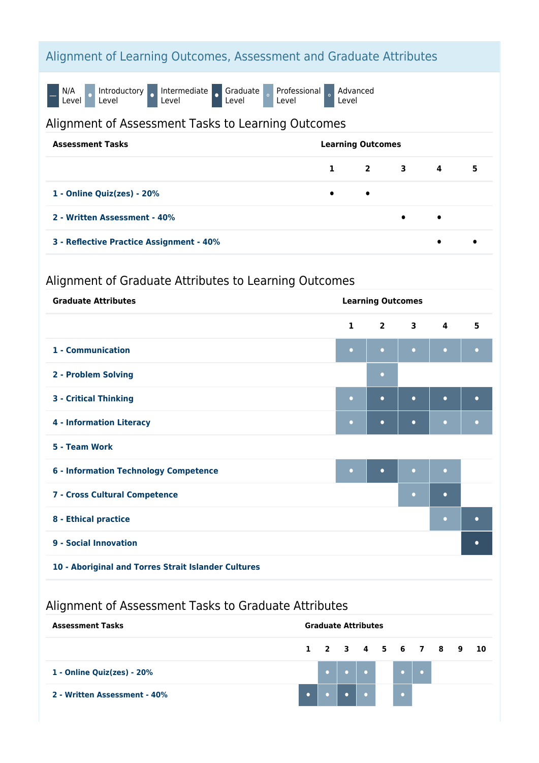## Alignment of Learning Outcomes, Assessment and Graduate Attributes

Legend: — N/A Level | • Introductory Level | • Intermediate Level | • Graduate Level | ∘ Professional Level | ∘ Advanced Level

### Alignment of Assessment Tasks to Learning Outcomes

| Assessment Tasks | Learning Outcomes 1 | 2 | 3 | 4 | 5 |
|---|---|---|---|---|---|
| 1 - Online Quiz(zes) - 20% | • | • | | | |
| 2 - Written Assessment - 40% | | | • | • | |
| 3 - Reflective Practice Assignment - 40% | | | | • | • |

### Alignment of Graduate Attributes to Learning Outcomes

| Graduate Attributes | Learning Outcomes 1 | 2 | 3 | 4 | 5 |
|---|---|---|---|---|---|
| 1 - Communication | Introductory | Introductory | Introductory | Introductory | Introductory |
| 2 - Problem Solving | | Introductory | | | |
| 3 - Critical Thinking | Introductory | Intermediate | Intermediate | Intermediate | Intermediate |
| 4 - Information Literacy | Introductory | Intermediate | Intermediate | Introductory | Introductory |
| 5 - Team Work | | | | | |
| 6 - Information Technology Competence | Introductory | Intermediate | Introductory | Introductory | |
| 7 - Cross Cultural Competence | | | Introductory | Intermediate | |
| 8 - Ethical practice | | | | Introductory | Intermediate |
| 9 - Social Innovation | | | | | Graduate |
| 10 - Aboriginal and Torres Strait Islander Cultures | | | | | |

### Alignment of Assessment Tasks to Graduate Attributes

| Assessment Tasks | Graduate Attributes 1 | 2 | 3 | 4 | 5 | 6 | 7 | 8 | 9 | 10 |
|---|---|---|---|---|---|---|---|---|---|---|
| 1 - Online Quiz(zes) - 20% | | Introductory | Introductory | Introductory | | Introductory | Introductory | | | |
| 2 - Written Assessment - 40% | Intermediate | Introductory | Intermediate | Introductory | | Introductory | | | | |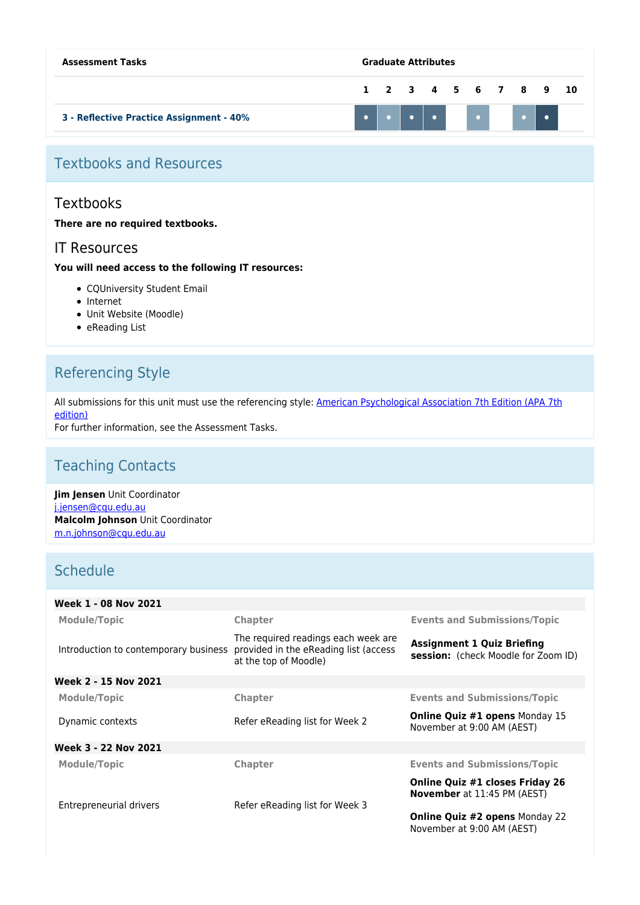| Assessment Tasks | Graduate Attributes | | | | | | | | | |
|---|---|---|---|---|---|---|---|---|---|---|
| | 1 | 2 | 3 | 4 | 5 | 6 | 7 | 8 | 9 | 10 |
| 3 - Reflective Practice Assignment - 40% | • | • | • | • | | • | | • | • | |

## Textbooks and Resources

### Textbooks

**There are no required textbooks.**

### IT Resources

**You will need access to the following IT resources:**

- CQUniversity Student Email
- Internet
- Unit Website (Moodle)
- eReading List

## Referencing Style

All submissions for this unit must use the referencing style: American Psychological Association 7th Edition (APA 7th edition)
For further information, see the Assessment Tasks.

## Teaching Contacts

**Jim Jensen** Unit Coordinator
j.jensen@cqu.edu.au
**Malcolm Johnson** Unit Coordinator
m.n.johnson@cqu.edu.au

## Schedule

**Week 1 - 08 Nov 2021**

| Module/Topic | Chapter | Events and Submissions/Topic |
|---|---|---|
| Introduction to contemporary business | The required readings each week are provided in the eReading list (access at the top of Moodle) | **Assignment 1 Quiz Briefing session:** (check Moodle for Zoom ID) |

**Week 2 - 15 Nov 2021**

| Module/Topic | Chapter | Events and Submissions/Topic |
|---|---|---|
| Dynamic contexts | Refer eReading list for Week 2 | **Online Quiz #1 opens** Monday 15 November at 9:00 AM (AEST) |

**Week 3 - 22 Nov 2021**

| Module/Topic | Chapter | Events and Submissions/Topic |
|---|---|---|
| Entrepreneurial drivers | Refer eReading list for Week 3 | **Online Quiz #1 closes Friday 26 November** at 11:45 PM (AEST)<br><br>**Online Quiz #2 opens** Monday 22 November at 9:00 AM (AEST) |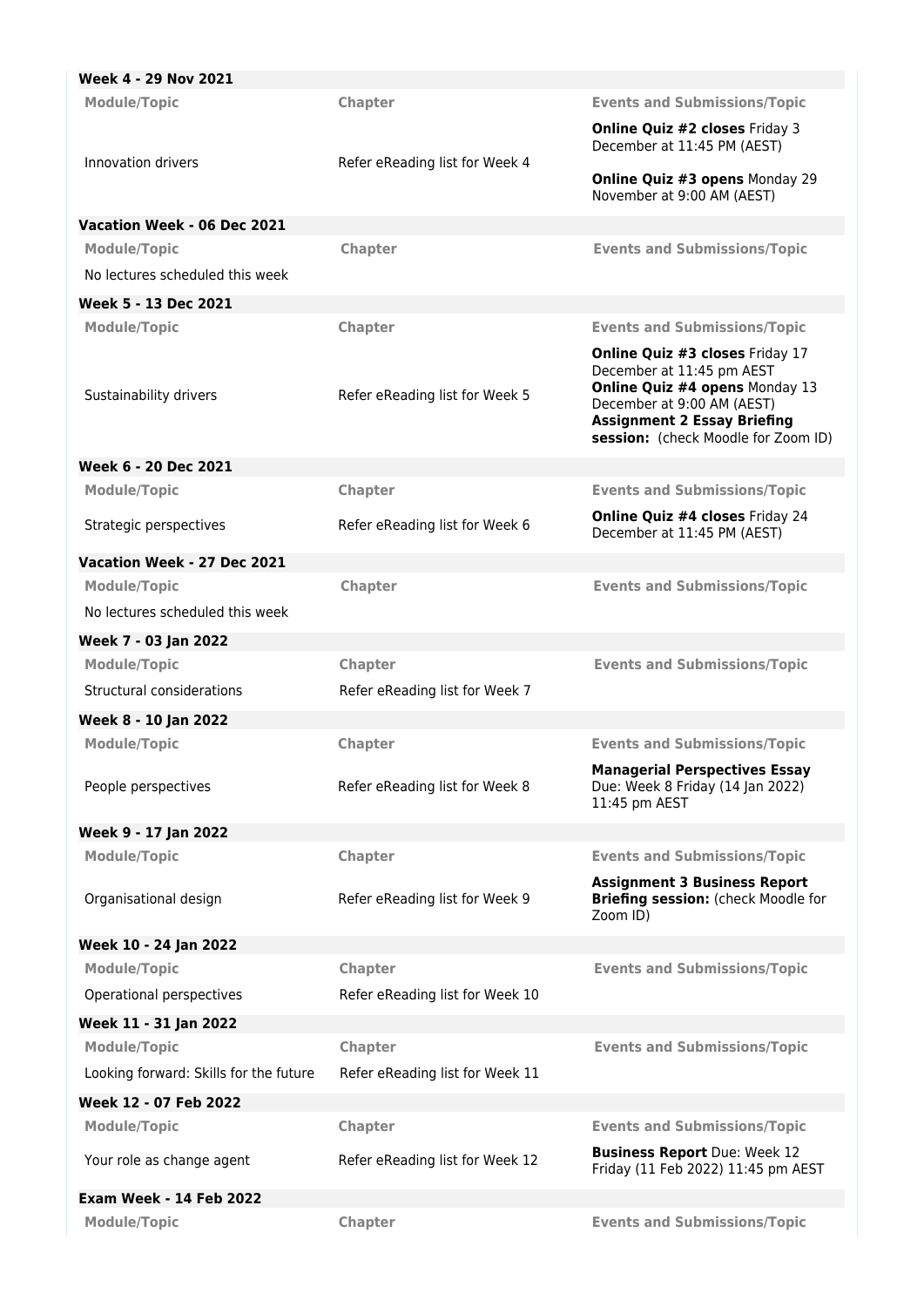**Week 4 - 29 Nov 2021**

| Module/Topic | Chapter | Events and Submissions/Topic |
| --- | --- | --- |
| Innovation drivers | Refer eReading list for Week 4 | **Online Quiz #2 closes** Friday 3 December at 11:45 PM (AEST)<br>**Online Quiz #3 opens** Monday 29 November at 9:00 AM (AEST) |

**Vacation Week - 06 Dec 2021**

| Module/Topic | Chapter | Events and Submissions/Topic |
| --- | --- | --- |
| No lectures scheduled this week | | |

**Week 5 - 13 Dec 2021**

| Module/Topic | Chapter | Events and Submissions/Topic |
| --- | --- | --- |
| Sustainability drivers | Refer eReading list for Week 5 | **Online Quiz #3 closes** Friday 17 December at 11:45 pm AEST<br>**Online Quiz #4 opens** Monday 13 December at 9:00 AM (AEST)<br>**Assignment 2 Essay Briefing session:** (check Moodle for Zoom ID) |

**Week 6 - 20 Dec 2021**

| Module/Topic | Chapter | Events and Submissions/Topic |
| --- | --- | --- |
| Strategic perspectives | Refer eReading list for Week 6 | **Online Quiz #4 closes** Friday 24 December at 11:45 PM (AEST) |

**Vacation Week - 27 Dec 2021**

| Module/Topic | Chapter | Events and Submissions/Topic |
| --- | --- | --- |
| No lectures scheduled this week | | |

**Week 7 - 03 Jan 2022**

| Module/Topic | Chapter | Events and Submissions/Topic |
| --- | --- | --- |
| Structural considerations | Refer eReading list for Week 7 | |

**Week 8 - 10 Jan 2022**

| Module/Topic | Chapter | Events and Submissions/Topic |
| --- | --- | --- |
| People perspectives | Refer eReading list for Week 8 | **Managerial Perspectives Essay** Due: Week 8 Friday (14 Jan 2022) 11:45 pm AEST |

**Week 9 - 17 Jan 2022**

| Module/Topic | Chapter | Events and Submissions/Topic |
| --- | --- | --- |
| Organisational design | Refer eReading list for Week 9 | **Assignment 3 Business Report Briefing session:** (check Moodle for Zoom ID) |

**Week 10 - 24 Jan 2022**

| Module/Topic | Chapter | Events and Submissions/Topic |
| --- | --- | --- |
| Operational perspectives | Refer eReading list for Week 10 | |

**Week 11 - 31 Jan 2022**

| Module/Topic | Chapter | Events and Submissions/Topic |
| --- | --- | --- |
| Looking forward: Skills for the future | Refer eReading list for Week 11 | |

**Week 12 - 07 Feb 2022**

| Module/Topic | Chapter | Events and Submissions/Topic |
| --- | --- | --- |
| Your role as change agent | Refer eReading list for Week 12 | **Business Report** Due: Week 12 Friday (11 Feb 2022) 11:45 pm AEST |

**Exam Week - 14 Feb 2022**

| Module/Topic | Chapter | Events and Submissions/Topic |
| --- | --- | --- |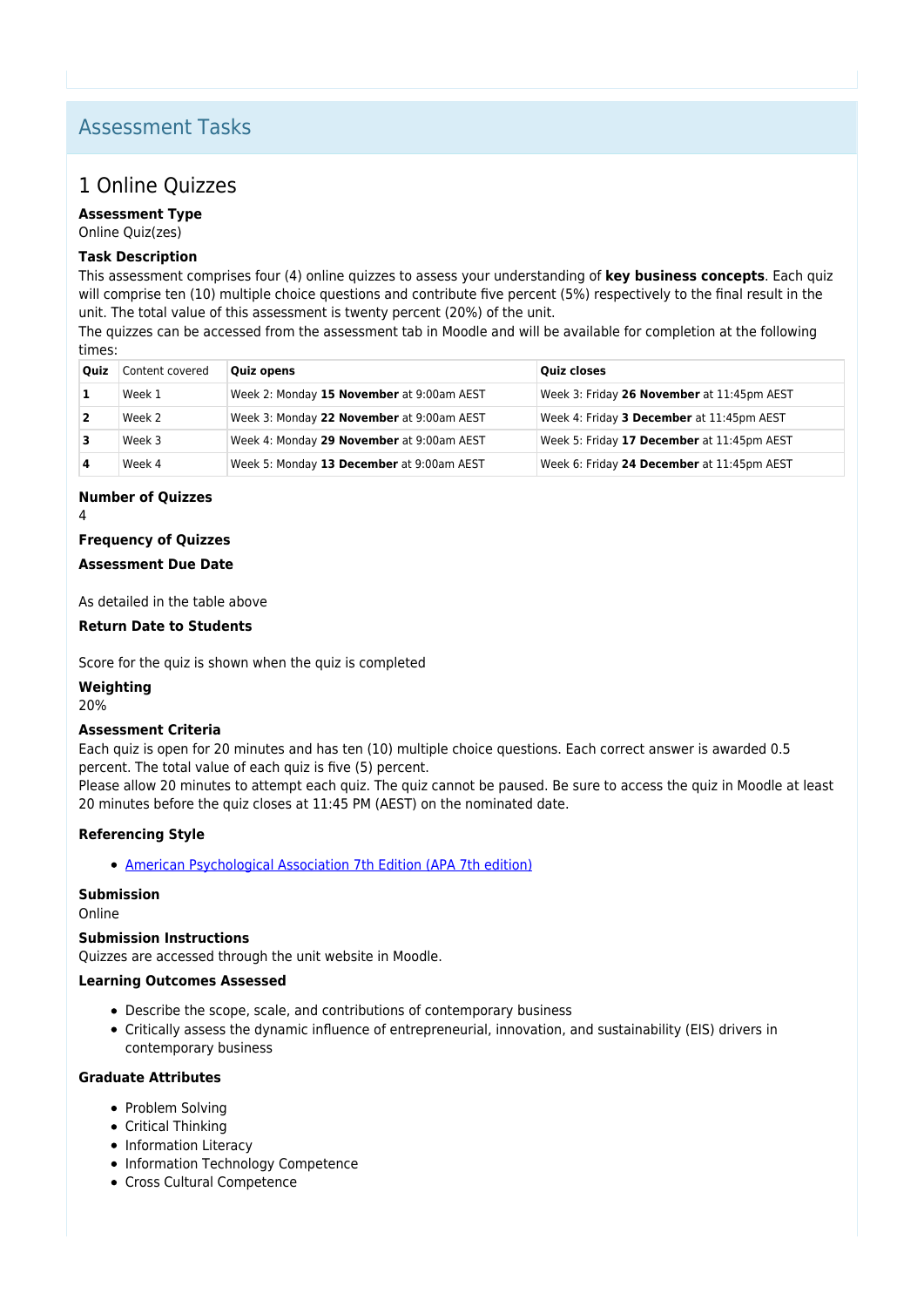## Assessment Tasks

### 1 Online Quizzes

**Assessment Type**
Online Quiz(zes)

**Task Description**
This assessment comprises four (4) online quizzes to assess your understanding of **key business concepts**. Each quiz will comprise ten (10) multiple choice questions and contribute five percent (5%) respectively to the final result in the unit. The total value of this assessment is twenty percent (20%) of the unit.
The quizzes can be accessed from the assessment tab in Moodle and will be available for completion at the following times:

| Quiz | Content covered | Quiz opens | Quiz closes |
|---|---|---|---|
| **1** | Week 1 | Week 2: Monday **15 November** at 9:00am AEST | Week 3: Friday **26 November** at 11:45pm AEST |
| **2** | Week 2 | Week 3: Monday **22 November** at 9:00am AEST | Week 4: Friday **3 December** at 11:45pm AEST |
| **3** | Week 3 | Week 4: Monday **29 November** at 9:00am AEST | Week 5: Friday **17 December** at 11:45pm AEST |
| **4** | Week 4 | Week 5: Monday **13 December** at 9:00am AEST | Week 6: Friday **24 December** at 11:45pm AEST |

**Number of Quizzes**
4

**Frequency of Quizzes**

**Assessment Due Date**

As detailed in the table above

**Return Date to Students**

Score for the quiz is shown when the quiz is completed

**Weighting**
20%

**Assessment Criteria**
Each quiz is open for 20 minutes and has ten (10) multiple choice questions. Each correct answer is awarded 0.5 percent. The total value of each quiz is five (5) percent.
Please allow 20 minutes to attempt each quiz. The quiz cannot be paused. Be sure to access the quiz in Moodle at least 20 minutes before the quiz closes at 11:45 PM (AEST) on the nominated date.

**Referencing Style**

- American Psychological Association 7th Edition (APA 7th edition)

**Submission**
Online

**Submission Instructions**
Quizzes are accessed through the unit website in Moodle.

**Learning Outcomes Assessed**

- Describe the scope, scale, and contributions of contemporary business
- Critically assess the dynamic influence of entrepreneurial, innovation, and sustainability (EIS) drivers in contemporary business

**Graduate Attributes**

- Problem Solving
- Critical Thinking
- Information Literacy
- Information Technology Competence
- Cross Cultural Competence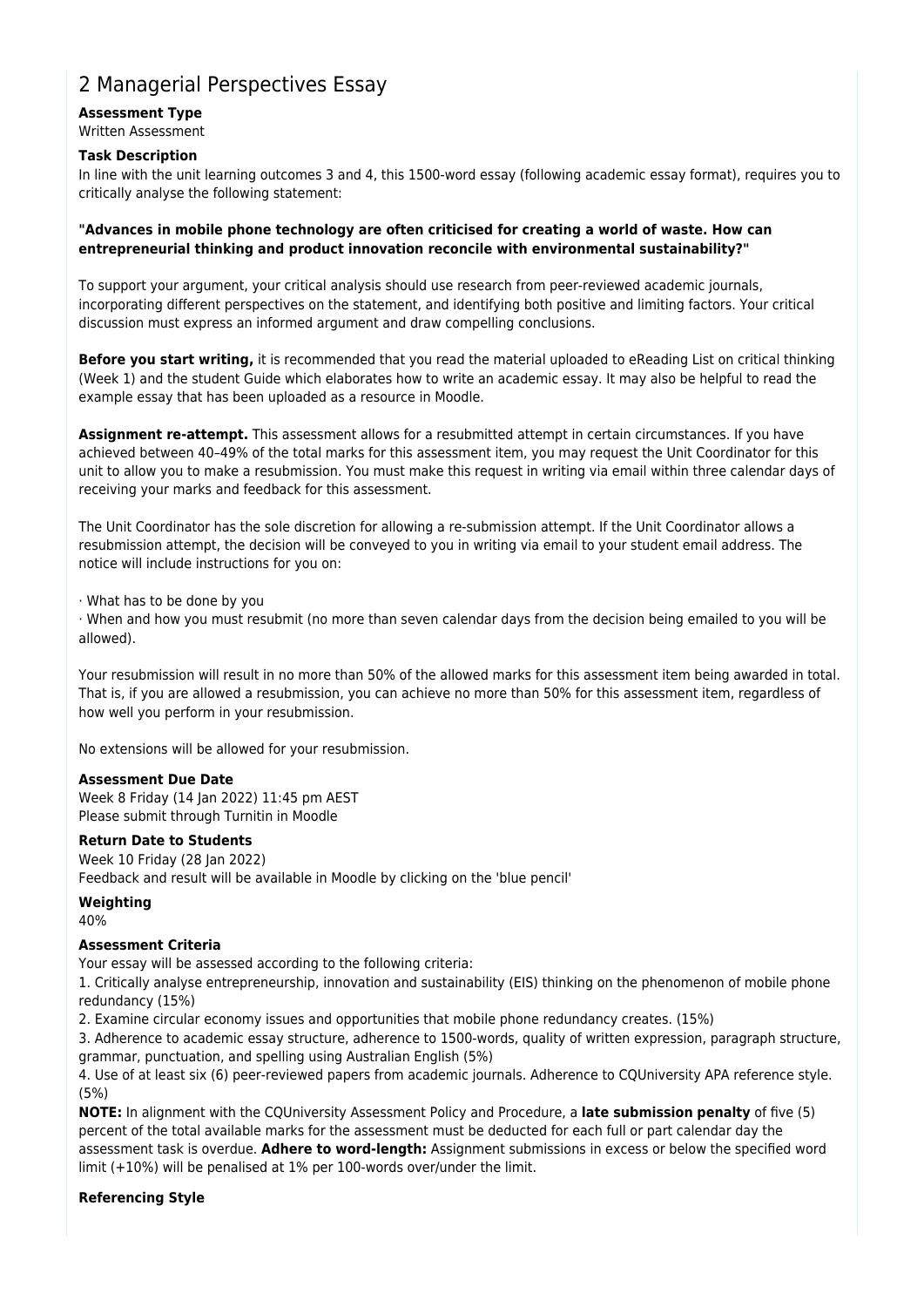# 2 Managerial Perspectives Essay

**Assessment Type**

Written Assessment

**Task Description**

In line with the unit learning outcomes 3 and 4, this 1500-word essay (following academic essay format), requires you to critically analyse the following statement:

**"Advances in mobile phone technology are often criticised for creating a world of waste. How can entrepreneurial thinking and product innovation reconcile with environmental sustainability?"**

To support your argument, your critical analysis should use research from peer-reviewed academic journals, incorporating different perspectives on the statement, and identifying both positive and limiting factors. Your critical discussion must express an informed argument and draw compelling conclusions.

**Before you start writing,** it is recommended that you read the material uploaded to eReading List on critical thinking (Week 1) and the student Guide which elaborates how to write an academic essay. It may also be helpful to read the example essay that has been uploaded as a resource in Moodle.

**Assignment re-attempt.** This assessment allows for a resubmitted attempt in certain circumstances. If you have achieved between 40–49% of the total marks for this assessment item, you may request the Unit Coordinator for this unit to allow you to make a resubmission. You must make this request in writing via email within three calendar days of receiving your marks and feedback for this assessment.

The Unit Coordinator has the sole discretion for allowing a re-submission attempt. If the Unit Coordinator allows a resubmission attempt, the decision will be conveyed to you in writing via email to your student email address. The notice will include instructions for you on:

· What has to be done by you

· When and how you must resubmit (no more than seven calendar days from the decision being emailed to you will be allowed).

Your resubmission will result in no more than 50% of the allowed marks for this assessment item being awarded in total. That is, if you are allowed a resubmission, you can achieve no more than 50% for this assessment item, regardless of how well you perform in your resubmission.

No extensions will be allowed for your resubmission.

**Assessment Due Date**

Week 8 Friday (14 Jan 2022) 11:45 pm AEST

Please submit through Turnitin in Moodle

**Return Date to Students**

Week 10 Friday (28 Jan 2022)

Feedback and result will be available in Moodle by clicking on the 'blue pencil'

**Weighting**

40%

**Assessment Criteria**

Your essay will be assessed according to the following criteria:

1. Critically analyse entrepreneurship, innovation and sustainability (EIS) thinking on the phenomenon of mobile phone redundancy (15%)
2. Examine circular economy issues and opportunities that mobile phone redundancy creates. (15%)
3. Adherence to academic essay structure, adherence to 1500-words, quality of written expression, paragraph structure, grammar, punctuation, and spelling using Australian English (5%)
4. Use of at least six (6) peer-reviewed papers from academic journals. Adherence to CQUniversity APA reference style. (5%)

**NOTE:** In alignment with the CQUniversity Assessment Policy and Procedure, a **late submission penalty** of five (5) percent of the total available marks for the assessment must be deducted for each full or part calendar day the assessment task is overdue. **Adhere to word-length:** Assignment submissions in excess or below the specified word limit (+10%) will be penalised at 1% per 100-words over/under the limit.

**Referencing Style**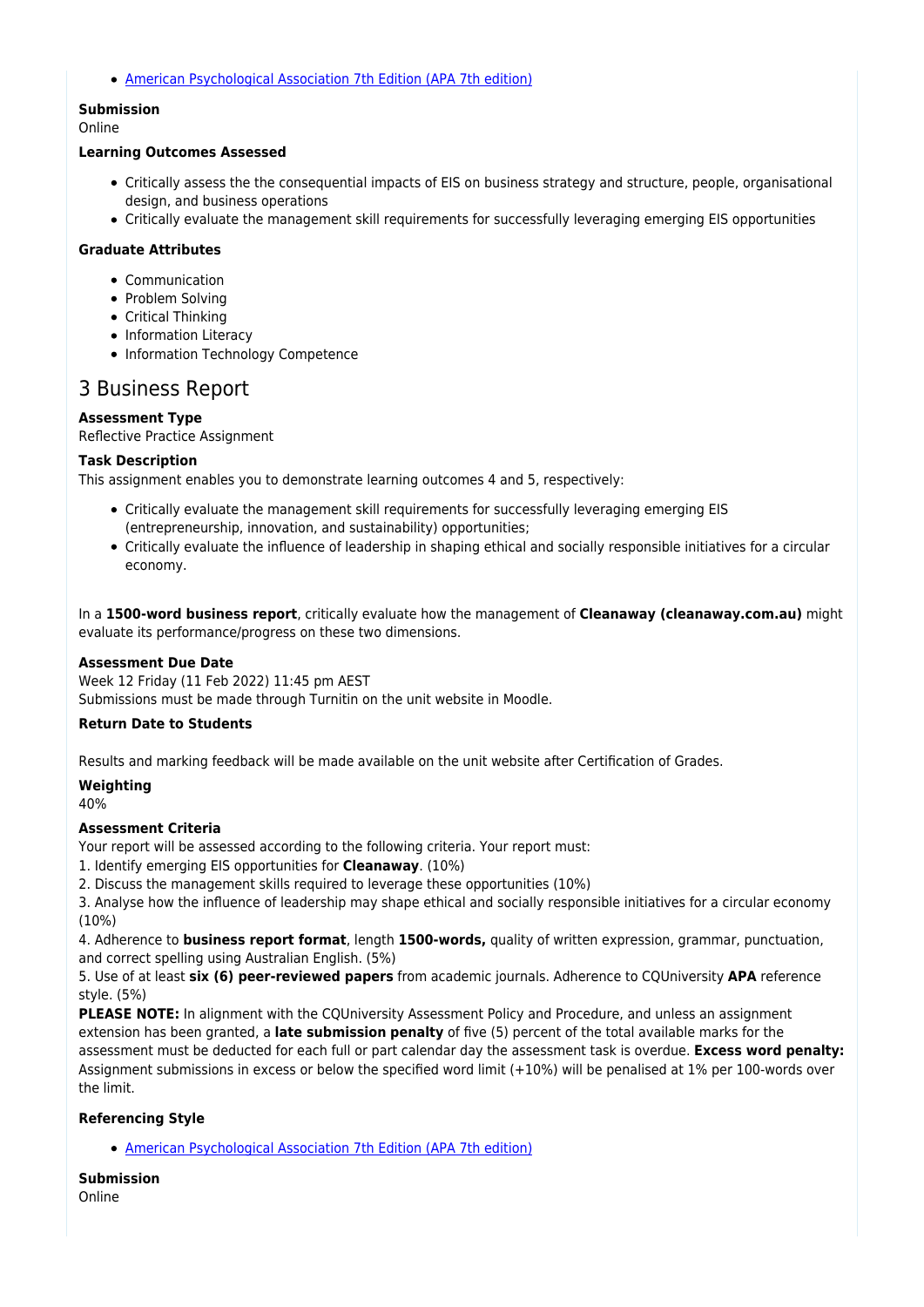- [American Psychological Association 7th Edition (APA 7th edition)]

**Submission**
Online

**Learning Outcomes Assessed**

- Critically assess the the consequential impacts of EIS on business strategy and structure, people, organisational design, and business operations
- Critically evaluate the management skill requirements for successfully leveraging emerging EIS opportunities

**Graduate Attributes**

- Communication
- Problem Solving
- Critical Thinking
- Information Literacy
- Information Technology Competence

## 3 Business Report

**Assessment Type**
Reflective Practice Assignment

**Task Description**
This assignment enables you to demonstrate learning outcomes 4 and 5, respectively:

- Critically evaluate the management skill requirements for successfully leveraging emerging EIS (entrepreneurship, innovation, and sustainability) opportunities;
- Critically evaluate the influence of leadership in shaping ethical and socially responsible initiatives for a circular economy.

In a **1500-word business report**, critically evaluate how the management of **Cleanaway (cleanaway.com.au)** might evaluate its performance/progress on these two dimensions.

**Assessment Due Date**
Week 12 Friday (11 Feb 2022) 11:45 pm AEST
Submissions must be made through Turnitin on the unit website in Moodle.

**Return Date to Students**

Results and marking feedback will be made available on the unit website after Certification of Grades.

**Weighting**
40%

**Assessment Criteria**
Your report will be assessed according to the following criteria. Your report must:
1. Identify emerging EIS opportunities for **Cleanaway**. (10%)
2. Discuss the management skills required to leverage these opportunities (10%)
3. Analyse how the influence of leadership may shape ethical and socially responsible initiatives for a circular economy (10%)
4. Adherence to **business report format**, length **1500-words,** quality of written expression, grammar, punctuation, and correct spelling using Australian English. (5%)
5. Use of at least **six (6) peer-reviewed papers** from academic journals. Adherence to CQUniversity **APA** reference style. (5%)
**PLEASE NOTE:** In alignment with the CQUniversity Assessment Policy and Procedure, and unless an assignment extension has been granted, a **late submission penalty** of five (5) percent of the total available marks for the assessment must be deducted for each full or part calendar day the assessment task is overdue. **Excess word penalty:** Assignment submissions in excess or below the specified word limit (+10%) will be penalised at 1% per 100-words over the limit.

**Referencing Style**

- [American Psychological Association 7th Edition (APA 7th edition)]

**Submission**
Online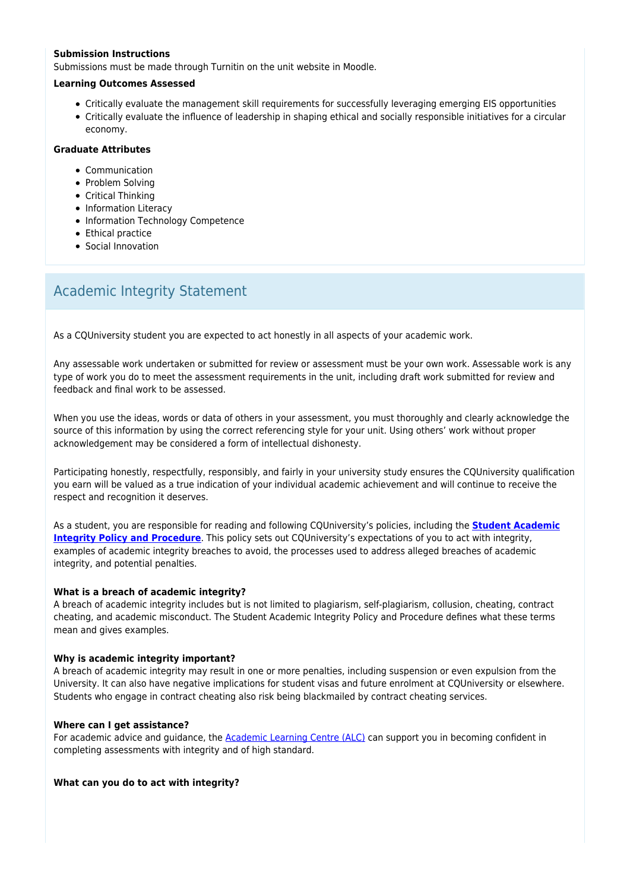**Submission Instructions**
Submissions must be made through Turnitin on the unit website in Moodle.

**Learning Outcomes Assessed**

- Critically evaluate the management skill requirements for successfully leveraging emerging EIS opportunities
- Critically evaluate the influence of leadership in shaping ethical and socially responsible initiatives for a circular economy.

**Graduate Attributes**

- Communication
- Problem Solving
- Critical Thinking
- Information Literacy
- Information Technology Competence
- Ethical practice
- Social Innovation

## Academic Integrity Statement

As a CQUniversity student you are expected to act honestly in all aspects of your academic work.

Any assessable work undertaken or submitted for review or assessment must be your own work. Assessable work is any type of work you do to meet the assessment requirements in the unit, including draft work submitted for review and feedback and final work to be assessed.

When you use the ideas, words or data of others in your assessment, you must thoroughly and clearly acknowledge the source of this information by using the correct referencing style for your unit. Using others' work without proper acknowledgement may be considered a form of intellectual dishonesty.

Participating honestly, respectfully, responsibly, and fairly in your university study ensures the CQUniversity qualification you earn will be valued as a true indication of your individual academic achievement and will continue to receive the respect and recognition it deserves.

As a student, you are responsible for reading and following CQUniversity's policies, including the **Student Academic Integrity Policy and Procedure**. This policy sets out CQUniversity's expectations of you to act with integrity, examples of academic integrity breaches to avoid, the processes used to address alleged breaches of academic integrity, and potential penalties.

**What is a breach of academic integrity?**
A breach of academic integrity includes but is not limited to plagiarism, self-plagiarism, collusion, cheating, contract cheating, and academic misconduct. The Student Academic Integrity Policy and Procedure defines what these terms mean and gives examples.

**Why is academic integrity important?**
A breach of academic integrity may result in one or more penalties, including suspension or even expulsion from the University. It can also have negative implications for student visas and future enrolment at CQUniversity or elsewhere. Students who engage in contract cheating also risk being blackmailed by contract cheating services.

**Where can I get assistance?**
For academic advice and guidance, the Academic Learning Centre (ALC) can support you in becoming confident in completing assessments with integrity and of high standard.

**What can you do to act with integrity?**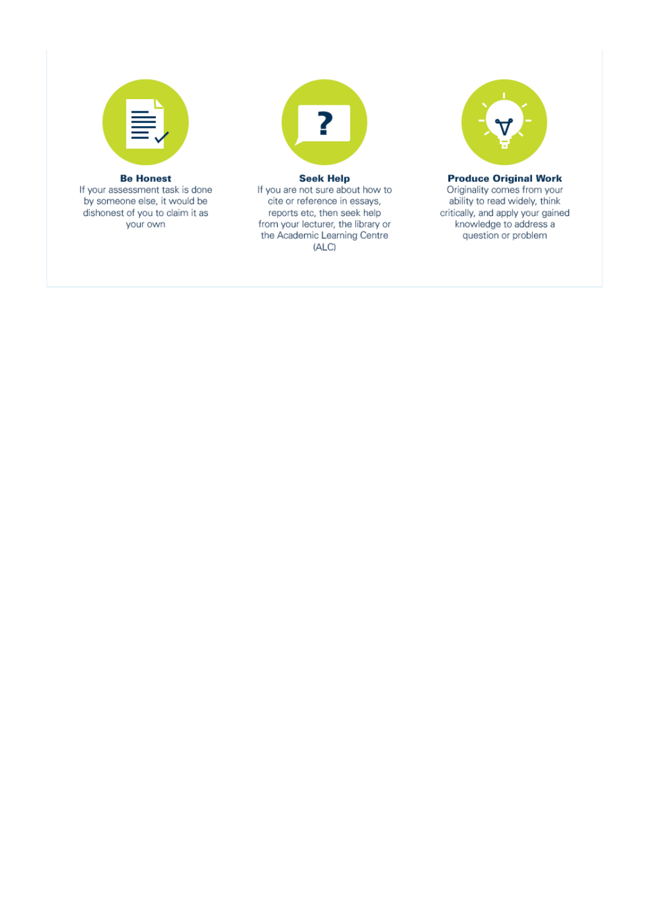**Be Honest**
If your assessment task is done by someone else, it would be dishonest of you to claim it as your own

**Seek Help**
If you are not sure about how to cite or reference in essays, reports etc, then seek help from your lecturer, the library or the Academic Learning Centre (ALC)

**Produce Original Work**
Originality comes from your ability to read widely, think critically, and apply your gained knowledge to address a question or problem